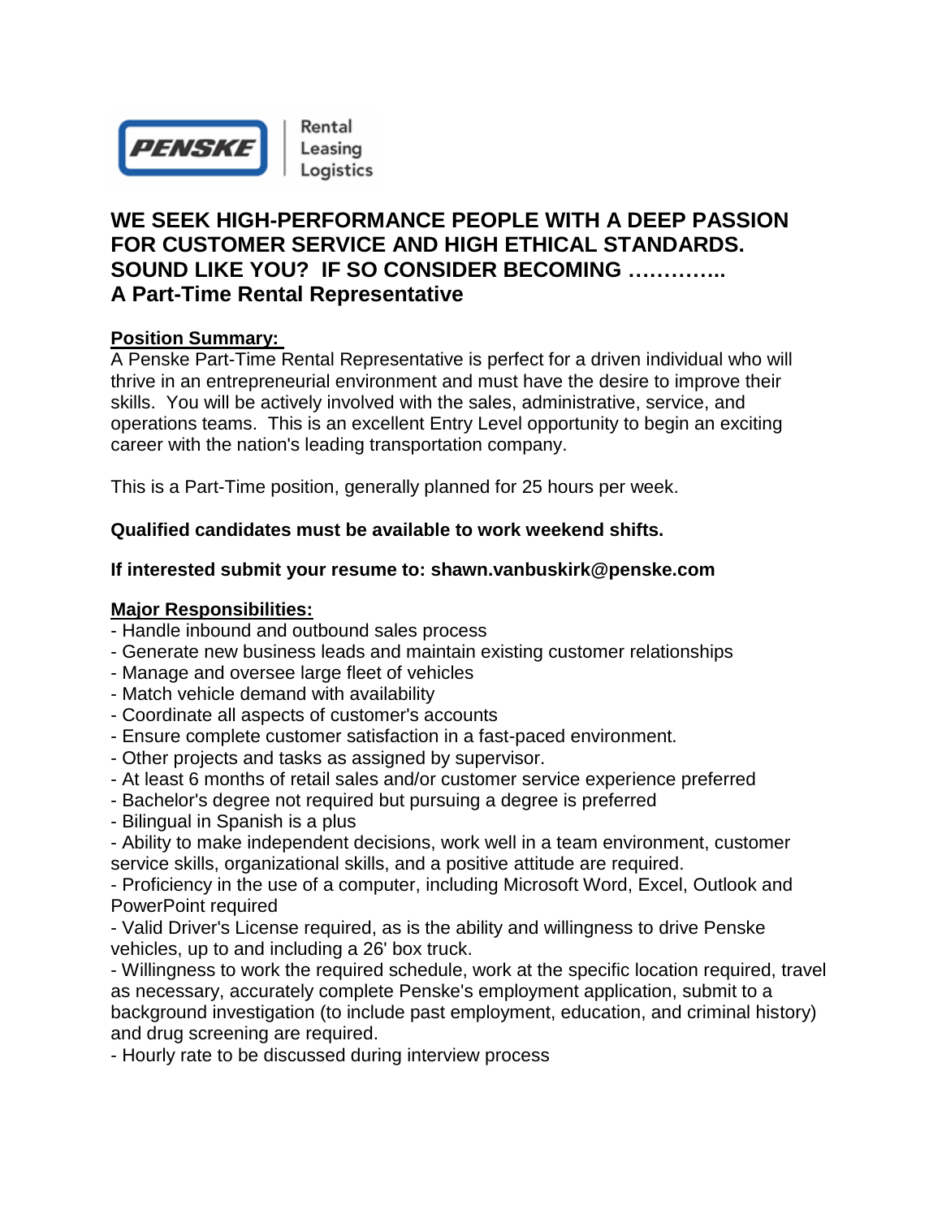PENSKE | Rental Leasing Logistics

## WE SEEK HIGH-PERFORMANCE PEOPLE WITH A DEEP PASSION FOR CUSTOMER SERVICE AND HIGH ETHICAL STANDARDS. SOUND LIKE YOU? IF SO CONSIDER BECOMING ………….. A Part-Time Rental Representative

**Position Summary:**

A Penske Part-Time Rental Representative is perfect for a driven individual who will thrive in an entrepreneurial environment and must have the desire to improve their skills. You will be actively involved with the sales, administrative, service, and operations teams. This is an excellent Entry Level opportunity to begin an exciting career with the nation's leading transportation company.

This is a Part-Time position, generally planned for 25 hours per week.

**Qualified candidates must be available to work weekend shifts.**

**If interested submit your resume to: shawn.vanbuskirk@penske.com**

**Major Responsibilities:**

- Handle inbound and outbound sales process
- Generate new business leads and maintain existing customer relationships
- Manage and oversee large fleet of vehicles
- Match vehicle demand with availability
- Coordinate all aspects of customer's accounts
- Ensure complete customer satisfaction in a fast-paced environment.
- Other projects and tasks as assigned by supervisor.
- At least 6 months of retail sales and/or customer service experience preferred
- Bachelor's degree not required but pursuing a degree is preferred
- Bilingual in Spanish is a plus
- Ability to make independent decisions, work well in a team environment, customer service skills, organizational skills, and a positive attitude are required.
- Proficiency in the use of a computer, including Microsoft Word, Excel, Outlook and PowerPoint required
- Valid Driver's License required, as is the ability and willingness to drive Penske vehicles, up to and including a 26' box truck.
- Willingness to work the required schedule, work at the specific location required, travel as necessary, accurately complete Penske's employment application, submit to a background investigation (to include past employment, education, and criminal history) and drug screening are required.
- Hourly rate to be discussed during interview process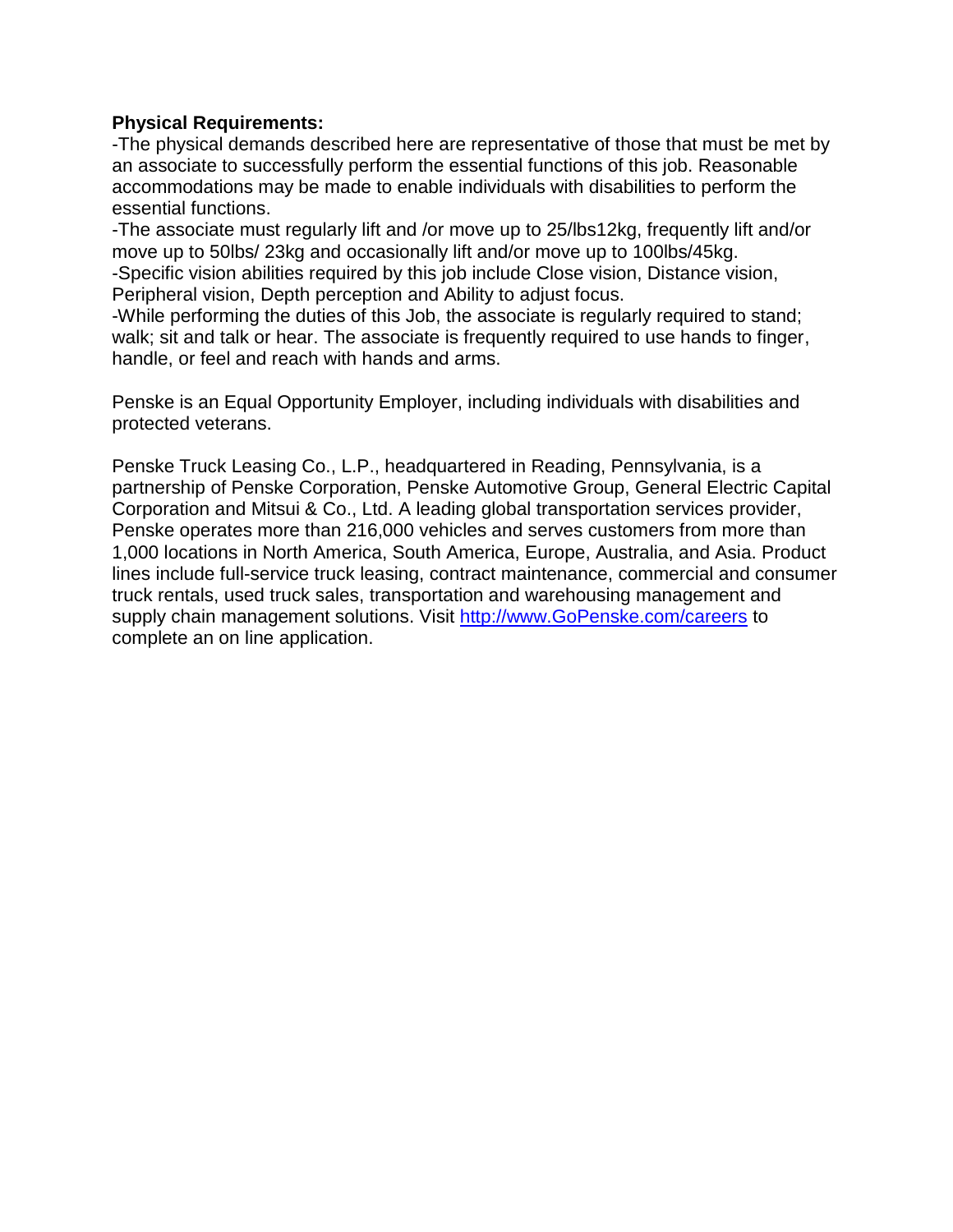**Physical Requirements:**

-The physical demands described here are representative of those that must be met by an associate to successfully perform the essential functions of this job. Reasonable accommodations may be made to enable individuals with disabilities to perform the essential functions.

-The associate must regularly lift and /or move up to 25/lbs12kg, frequently lift and/or move up to 50lbs/ 23kg and occasionally lift and/or move up to 100lbs/45kg.

-Specific vision abilities required by this job include Close vision, Distance vision, Peripheral vision, Depth perception and Ability to adjust focus.

-While performing the duties of this Job, the associate is regularly required to stand; walk; sit and talk or hear. The associate is frequently required to use hands to finger, handle, or feel and reach with hands and arms.

Penske is an Equal Opportunity Employer, including individuals with disabilities and protected veterans.

Penske Truck Leasing Co., L.P., headquartered in Reading, Pennsylvania, is a partnership of Penske Corporation, Penske Automotive Group, General Electric Capital Corporation and Mitsui & Co., Ltd. A leading global transportation services provider, Penske operates more than 216,000 vehicles and serves customers from more than 1,000 locations in North America, South America, Europe, Australia, and Asia. Product lines include full-service truck leasing, contract maintenance, commercial and consumer truck rentals, used truck sales, transportation and warehousing management and supply chain management solutions. Visit [http://www.GoPenske.com/careers](http://www.GoPenske.com/careers) to complete an on line application.